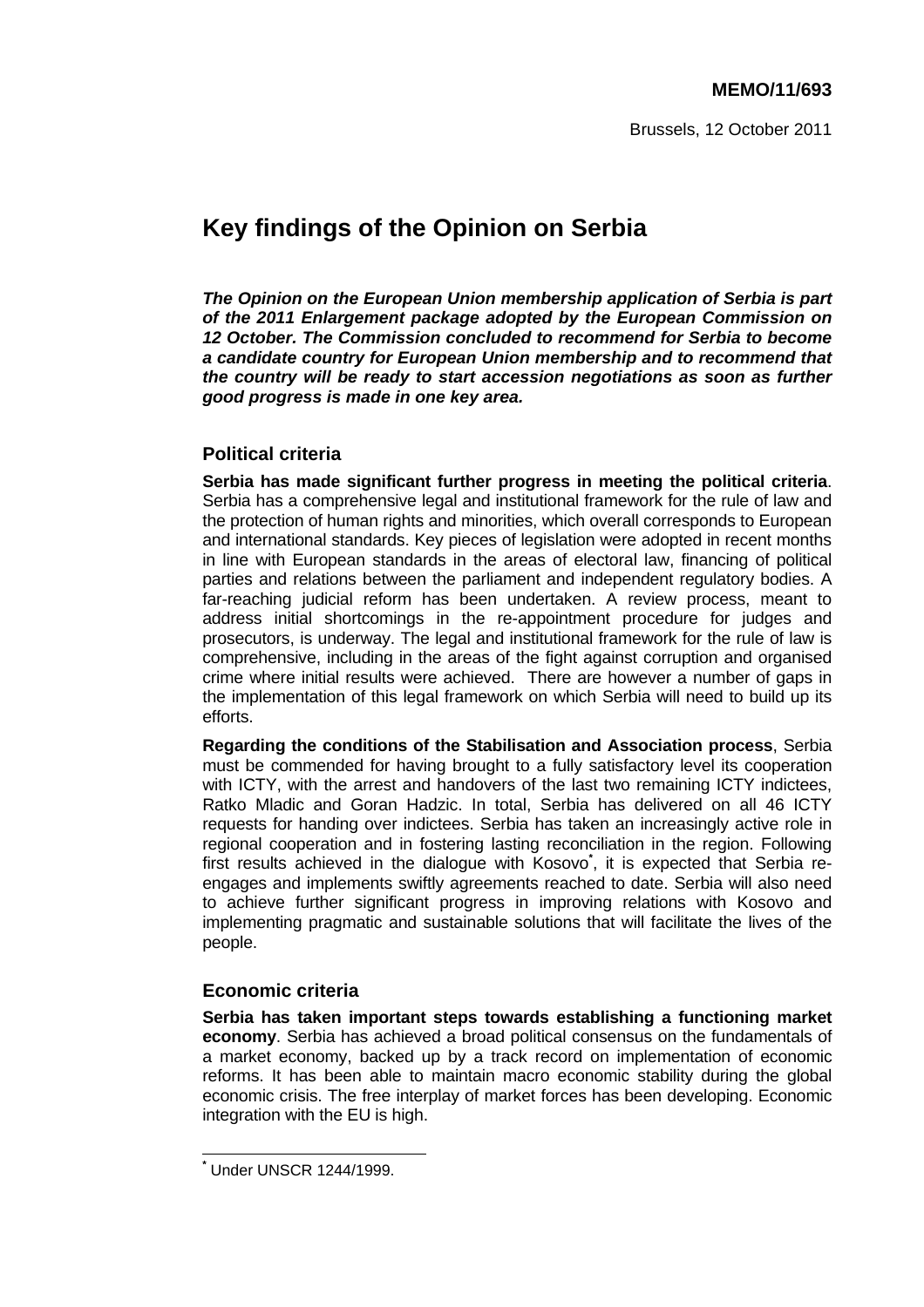**MEMO/11/693**

Brussels, 12 October 2011

# Key findings of the Opinion on Serbia

***The Opinion on the European Union membership application of Serbia is part of the 2011 Enlargement package adopted by the European Commission on 12 October. The Commission concluded to recommend for Serbia to become a candidate country for European Union membership and to recommend that the country will be ready to start accession negotiations as soon as further good progress is made in one key area.***

## Political criteria

**Serbia has made significant further progress in meeting the political criteria**. Serbia has a comprehensive legal and institutional framework for the rule of law and the protection of human rights and minorities, which overall corresponds to European and international standards. Key pieces of legislation were adopted in recent months in line with European standards in the areas of electoral law, financing of political parties and relations between the parliament and independent regulatory bodies. A far-reaching judicial reform has been undertaken. A review process, meant to address initial shortcomings in the re-appointment procedure for judges and prosecutors, is underway. The legal and institutional framework for the rule of law is comprehensive, including in the areas of the fight against corruption and organised crime where initial results were achieved. There are however a number of gaps in the implementation of this legal framework on which Serbia will need to build up its efforts.

**Regarding the conditions of the Stabilisation and Association process**, Serbia must be commended for having brought to a fully satisfactory level its cooperation with ICTY, with the arrest and handovers of the last two remaining ICTY indictees, Ratko Mladic and Goran Hadzic. In total, Serbia has delivered on all 46 ICTY requests for handing over indictees. Serbia has taken an increasingly active role in regional cooperation and in fostering lasting reconciliation in the region. Following first results achieved in the dialogue with Kosovo*, it is expected that Serbia re-engages and implements swiftly agreements reached to date. Serbia will also need to achieve further significant progress in improving relations with Kosovo and implementing pragmatic and sustainable solutions that will facilitate the lives of the people.

## Economic criteria

**Serbia has taken important steps towards establishing a functioning market economy**. Serbia has achieved a broad political consensus on the fundamentals of a market economy, backed up by a track record on implementation of economic reforms. It has been able to maintain macro economic stability during the global economic crisis. The free interplay of market forces has been developing. Economic integration with the EU is high.

---

* Under UNSCR 1244/1999.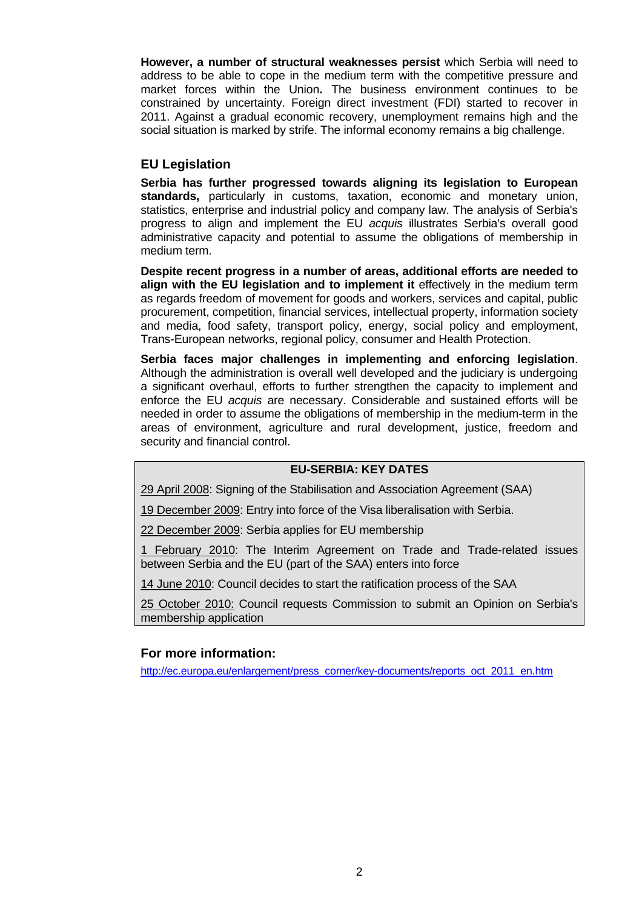**However, a number of structural weaknesses persist** which Serbia will need to address to be able to cope in the medium term with the competitive pressure and market forces within the Union**.** The business environment continues to be constrained by uncertainty. Foreign direct investment (FDI) started to recover in 2011. Against a gradual economic recovery, unemployment remains high and the social situation is marked by strife. The informal economy remains a big challenge.

## EU Legislation

**Serbia has further progressed towards aligning its legislation to European standards,** particularly in customs, taxation, economic and monetary union, statistics, enterprise and industrial policy and company law. The analysis of Serbia's progress to align and implement the EU *acquis* illustrates Serbia's overall good administrative capacity and potential to assume the obligations of membership in medium term.

**Despite recent progress in a number of areas, additional efforts are needed to align with the EU legislation and to implement it** effectively in the medium term as regards freedom of movement for goods and workers, services and capital, public procurement, competition, financial services, intellectual property, information society and media, food safety, transport policy, energy, social policy and employment, Trans-European networks, regional policy, consumer and Health Protection.

**Serbia faces major challenges in implementing and enforcing legislation**. Although the administration is overall well developed and the judiciary is undergoing a significant overhaul, efforts to further strengthen the capacity to implement and enforce the EU *acquis* are necessary. Considerable and sustained efforts will be needed in order to assume the obligations of membership in the medium-term in the areas of environment, agriculture and rural development, justice, freedom and security and financial control.

**EU-SERBIA: KEY DATES**

29 April 2008: Signing of the Stabilisation and Association Agreement (SAA)

19 December 2009: Entry into force of the Visa liberalisation with Serbia.

22 December 2009: Serbia applies for EU membership

1 February 2010: The Interim Agreement on Trade and Trade-related issues between Serbia and the EU (part of the SAA) enters into force

14 June 2010: Council decides to start the ratification process of the SAA

25 October 2010: Council requests Commission to submit an Opinion on Serbia's membership application

## For more information:

http://ec.europa.eu/enlargement/press_corner/key-documents/reports_oct_2011_en.htm